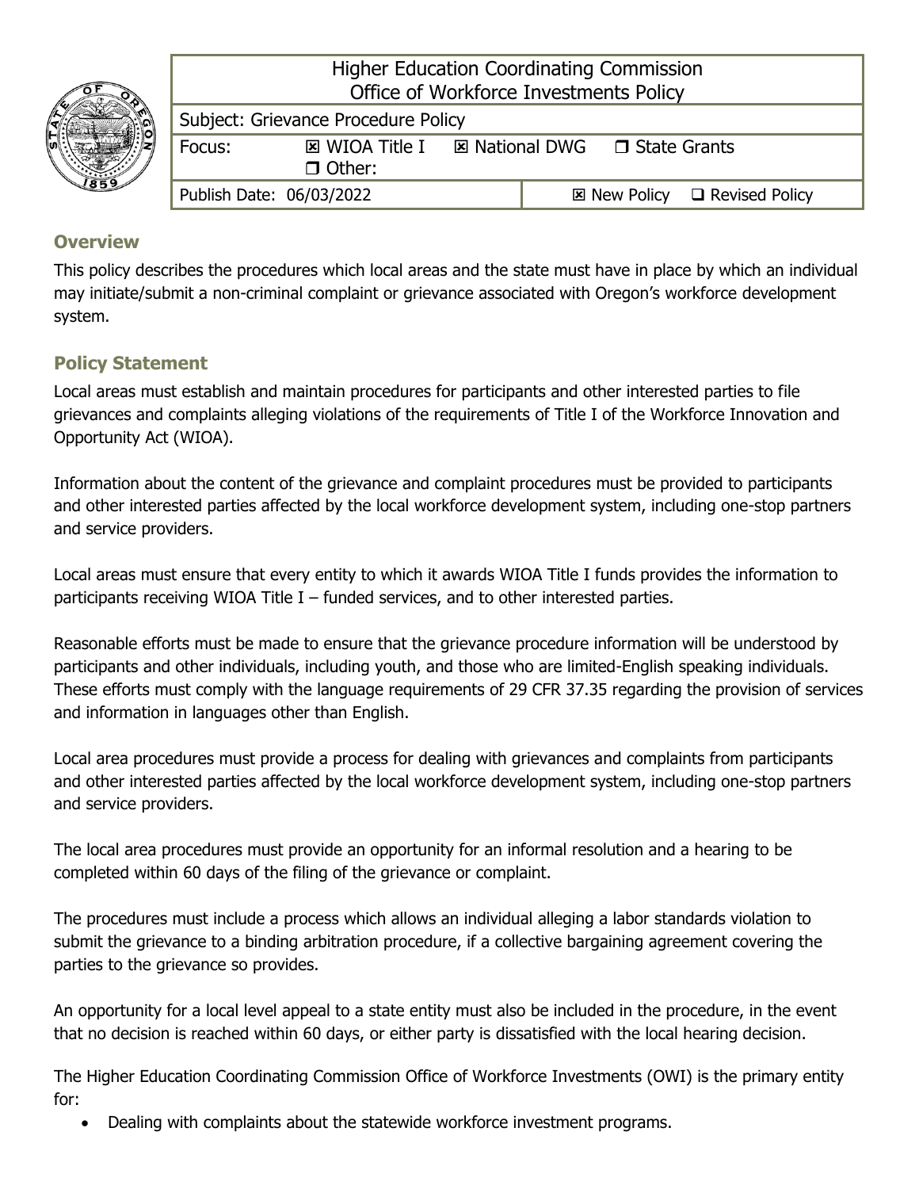| Higher Education Coordinating Commission<br>Office of Workforce Investments Policy | | | |
|---|---|---|---|
| Subject: Grievance Procedure Policy | | | |
| Focus: | ☒ WIOA Title I ☐ Other: | ☒ National DWG | ☐ State Grants |
| Publish Date: 06/03/2022 | | ☒ New Policy | ☐ Revised Policy |

## Overview

This policy describes the procedures which local areas and the state must have in place by which an individual may initiate/submit a non-criminal complaint or grievance associated with Oregon's workforce development system.

## Policy Statement

Local areas must establish and maintain procedures for participants and other interested parties to file grievances and complaints alleging violations of the requirements of Title I of the Workforce Innovation and Opportunity Act (WIOA).

Information about the content of the grievance and complaint procedures must be provided to participants and other interested parties affected by the local workforce development system, including one-stop partners and service providers.

Local areas must ensure that every entity to which it awards WIOA Title I funds provides the information to participants receiving WIOA Title I – funded services, and to other interested parties.

Reasonable efforts must be made to ensure that the grievance procedure information will be understood by participants and other individuals, including youth, and those who are limited-English speaking individuals. These efforts must comply with the language requirements of 29 CFR 37.35 regarding the provision of services and information in languages other than English.

Local area procedures must provide a process for dealing with grievances and complaints from participants and other interested parties affected by the local workforce development system, including one-stop partners and service providers.

The local area procedures must provide an opportunity for an informal resolution and a hearing to be completed within 60 days of the filing of the grievance or complaint.

The procedures must include a process which allows an individual alleging a labor standards violation to submit the grievance to a binding arbitration procedure, if a collective bargaining agreement covering the parties to the grievance so provides.

An opportunity for a local level appeal to a state entity must also be included in the procedure, in the event that no decision is reached within 60 days, or either party is dissatisfied with the local hearing decision.

The Higher Education Coordinating Commission Office of Workforce Investments (OWI) is the primary entity for:

- Dealing with complaints about the statewide workforce investment programs.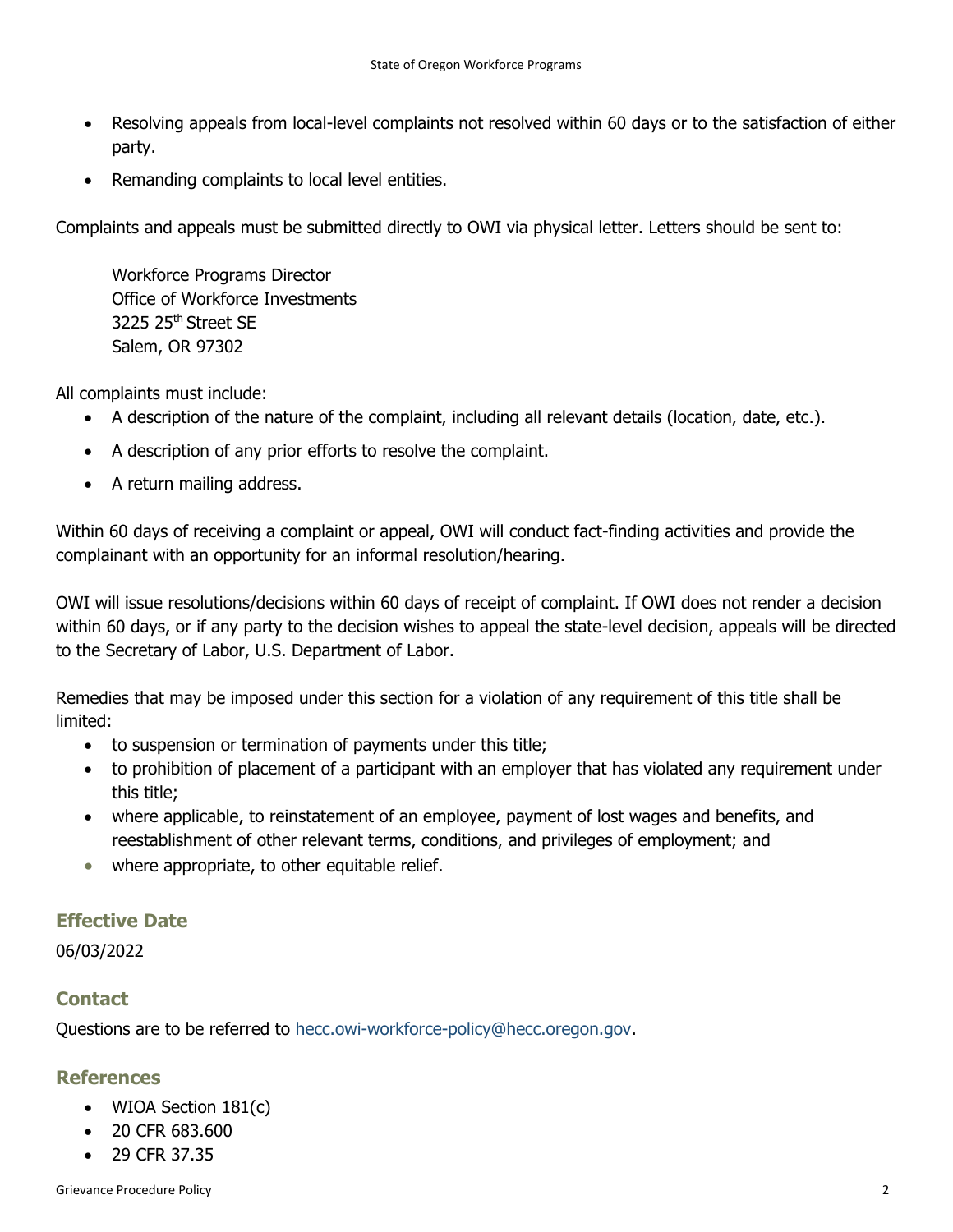- Resolving appeals from local-level complaints not resolved within 60 days or to the satisfaction of either party.
- Remanding complaints to local level entities.

Complaints and appeals must be submitted directly to OWI via physical letter. Letters should be sent to:

Workforce Programs Director
Office of Workforce Investments
3225 25th Street SE
Salem, OR 97302

All complaints must include:

- A description of the nature of the complaint, including all relevant details (location, date, etc.).
- A description of any prior efforts to resolve the complaint.
- A return mailing address.

Within 60 days of receiving a complaint or appeal, OWI will conduct fact-finding activities and provide the complainant with an opportunity for an informal resolution/hearing.

OWI will issue resolutions/decisions within 60 days of receipt of complaint. If OWI does not render a decision within 60 days, or if any party to the decision wishes to appeal the state-level decision, appeals will be directed to the Secretary of Labor, U.S. Department of Labor.

Remedies that may be imposed under this section for a violation of any requirement of this title shall be limited:

- to suspension or termination of payments under this title;
- to prohibition of placement of a participant with an employer that has violated any requirement under this title;
- where applicable, to reinstatement of an employee, payment of lost wages and benefits, and reestablishment of other relevant terms, conditions, and privileges of employment; and
- where appropriate, to other equitable relief.

## Effective Date

06/03/2022

## Contact

Questions are to be referred to hecc.owi-workforce-policy@hecc.oregon.gov.

## References

- WIOA Section 181(c)
- 20 CFR 683.600
- 29 CFR 37.35